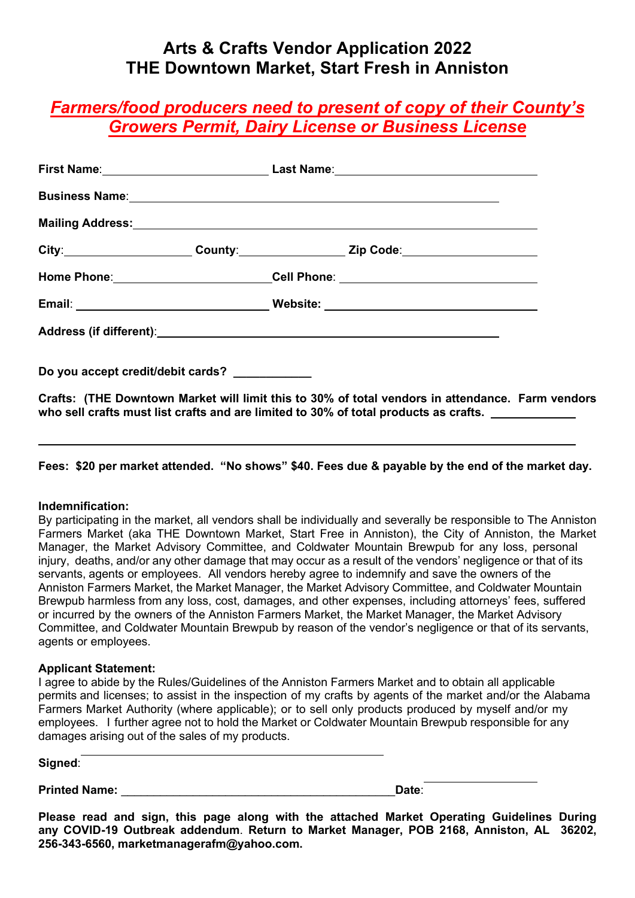# Arts & Crafts Vendor Application 2022
# THE Downtown Market, Start Fresh in Anniston

***Farmers/food producers need to present of copy of their County's Growers Permit, Dairy License or Business License***

**First Name**: ______________________ **Last Name**: ______________________

**Business Name**: ______________________________________________

**Mailing Address:** ______________________________________________

**City**: ________________ **County**: ______________ **Zip Code**: ________________

**Home Phone**: ____________________ **Cell Phone**: ______________________

**Email**: ________________________ **Website**: ________________________

**Address (if different)**: ______________________________________________

**Do you accept credit/debit cards?** __________

**Crafts: (THE Downtown Market will limit this to 30% of total vendors in attendance. Farm vendors who sell crafts must list crafts and are limited to 30% of total products as crafts.** __________

______________________________________________________________________

**Fees: $20 per market attended. "No shows" $40. Fees due & payable by the end of the market day.**

**Indemnification:**
By participating in the market, all vendors shall be individually and severally be responsible to The Anniston Farmers Market (aka THE Downtown Market, Start Free in Anniston), the City of Anniston, the Market Manager, the Market Advisory Committee, and Coldwater Mountain Brewpub for any loss, personal injury, deaths, and/or any other damage that may occur as a result of the vendors' negligence or that of its servants, agents or employees. All vendors hereby agree to indemnify and save the owners of the Anniston Farmers Market, the Market Manager, the Market Advisory Committee, and Coldwater Mountain Brewpub harmless from any loss, cost, damages, and other expenses, including attorneys' fees, suffered or incurred by the owners of the Anniston Farmers Market, the Market Manager, the Market Advisory Committee, and Coldwater Mountain Brewpub by reason of the vendor's negligence or that of its servants, agents or employees.

**Applicant Statement:**
I agree to abide by the Rules/Guidelines of the Anniston Farmers Market and to obtain all applicable permits and licenses; to assist in the inspection of my crafts by agents of the market and/or the Alabama Farmers Market Authority (where applicable); or to sell only products produced by myself and/or my employees. I further agree not to hold the Market or Coldwater Mountain Brewpub responsible for any damages arising out of the sales of my products.

**Signed**: ______________________________________

**Printed Name:** ______________________________________ **Date**: ________________

**Please read and sign, this page along with the attached Market Operating Guidelines During any COVID-19 Outbreak addendum. Return to Market Manager, POB 2168, Anniston, AL 36202, 256-343-6560, marketmanagerafm@yahoo.com.**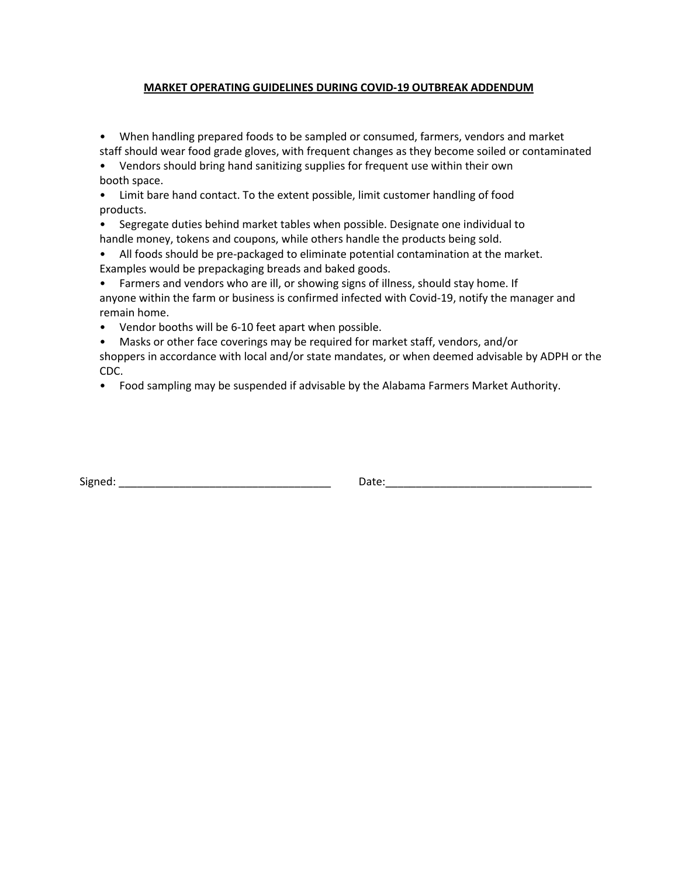**MARKET OPERATING GUIDELINES DURING COVID-19 OUTBREAK ADDENDUM**

- When handling prepared foods to be sampled or consumed, farmers, vendors and market staff should wear food grade gloves, with frequent changes as they become soiled or contaminated
- Vendors should bring hand sanitizing supplies for frequent use within their own booth space.
- Limit bare hand contact. To the extent possible, limit customer handling of food products.
- Segregate duties behind market tables when possible. Designate one individual to handle money, tokens and coupons, while others handle the products being sold.
- All foods should be pre-packaged to eliminate potential contamination at the market. Examples would be prepackaging breads and baked goods.
- Farmers and vendors who are ill, or showing signs of illness, should stay home. If anyone within the farm or business is confirmed infected with Covid-19, notify the manager and remain home.
- Vendor booths will be 6-10 feet apart when possible.
- Masks or other face coverings may be required for market staff, vendors, and/or shoppers in accordance with local and/or state mandates, or when deemed advisable by ADPH or the CDC.
- Food sampling may be suspended if advisable by the Alabama Farmers Market Authority.

Signed: ___________________________________ Date:___________________________________